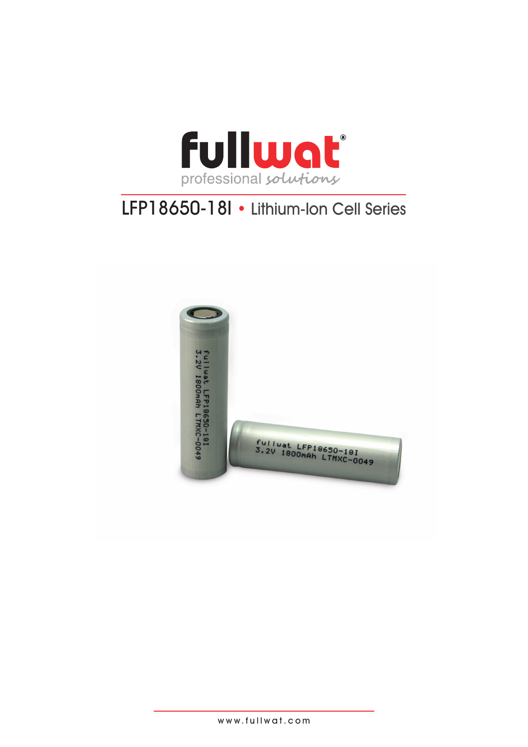fullwat
professional solutions

# LFP18650-18I • Lithium-Ion Cell Series

www.fullwat.com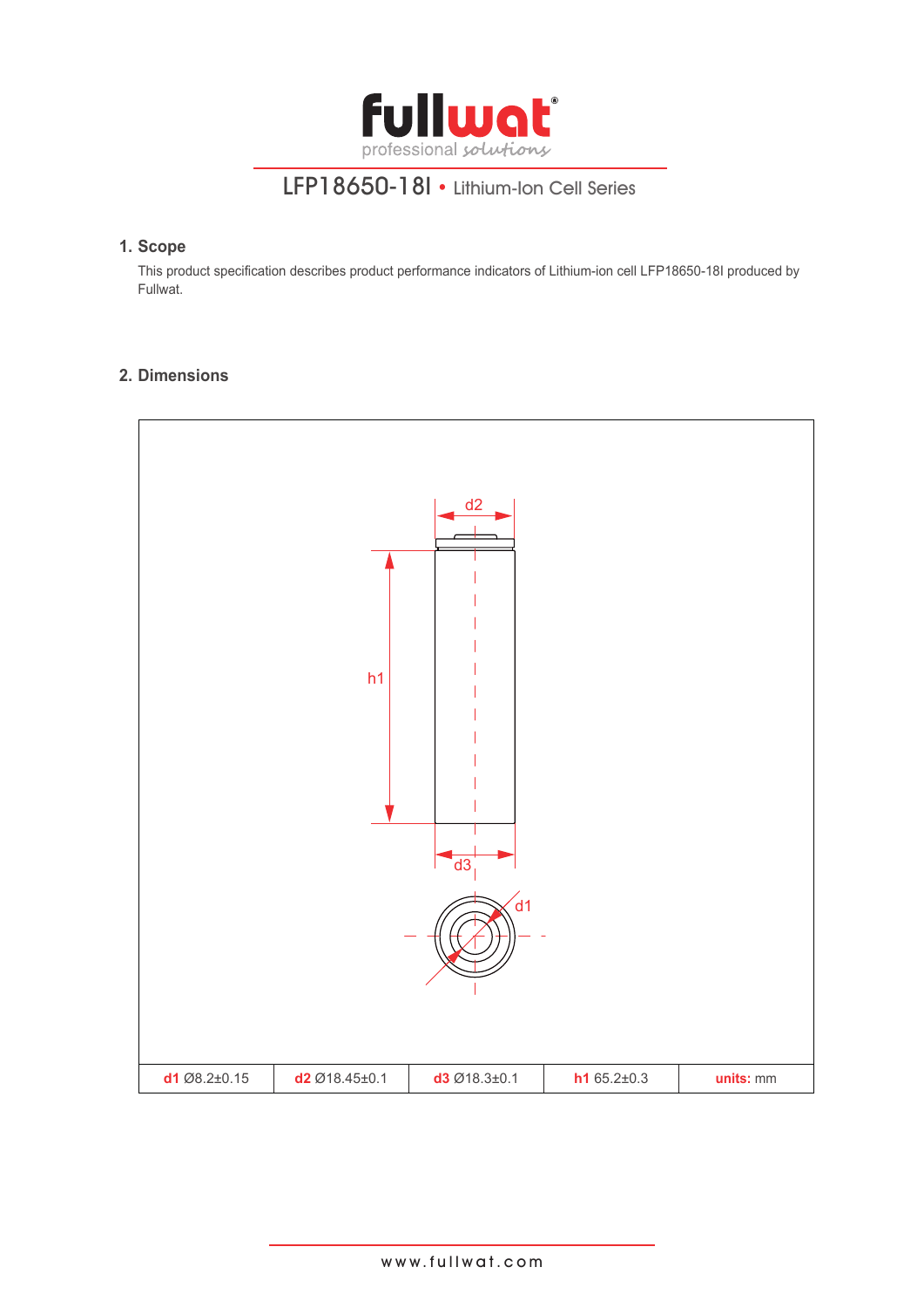## 1. Scope

This product specification describes product performance indicators of Lithium-ion cell LFP18650-18I produced by Fullwat.

## 2. Dimensions

| **d1** Ø8.2±0.15 | **d2** Ø18.45±0.1 | **d3** Ø18.3±0.1 | **h1** 65.2±0.3 | **units:** mm |
|---|---|---|---|---|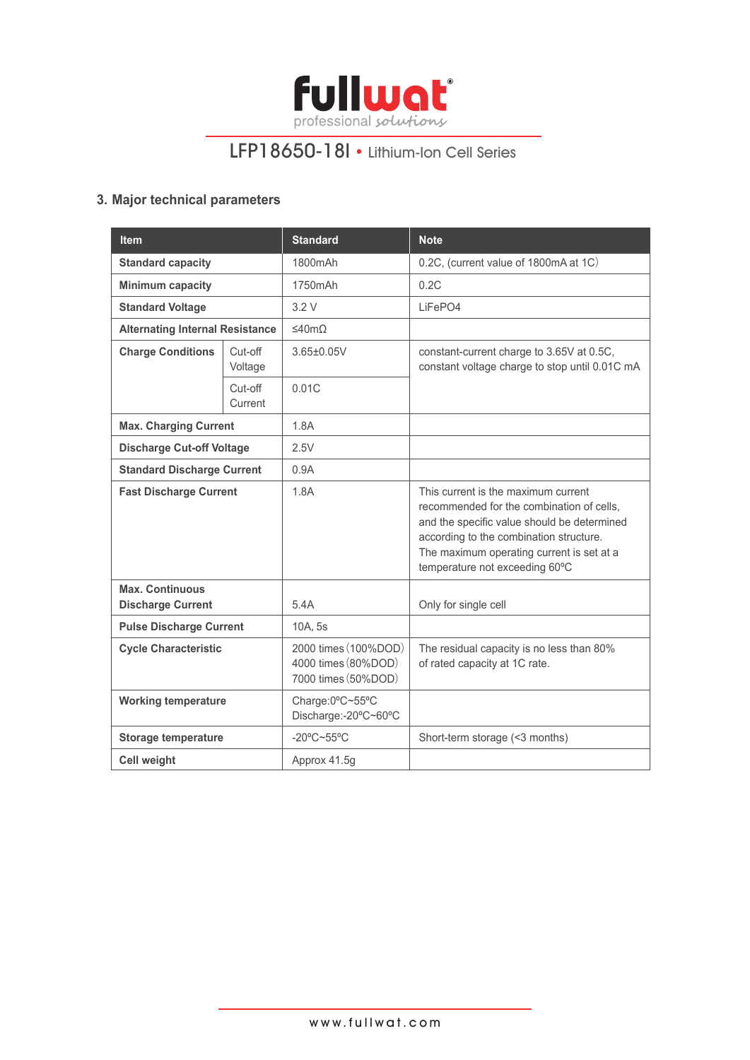# fullwat professional solutions

## LFP18650-18I • Lithium-Ion Cell Series

### 3. Major technical parameters

| Item | | Standard | Note |
|---|---|---|---|
| **Standard capacity** | | 1800mAh | 0.2C, (current value of 1800mA at 1C) |
| **Minimum capacity** | | 1750mAh | 0.2C |
| **Standard Voltage** | | 3.2 V | LiFePO4 |
| **Alternating Internal Resistance** | | ≤40mΩ | |
| **Charge Conditions** | Cut-off Voltage | 3.65±0.05V | constant-current charge to 3.65V at 0.5C, constant voltage charge to stop until 0.01C mA |
| | Cut-off Current | 0.01C | |
| **Max. Charging Current** | | 1.8A | |
| **Discharge Cut-off Voltage** | | 2.5V | |
| **Standard Discharge Current** | | 0.9A | |
| **Fast Discharge Current** | | 1.8A | This current is the maximum current recommended for the combination of cells, and the specific value should be determined according to the combination structure. The maximum operating current is set at a temperature not exceeding 60ºC |
| **Max. Continuous Discharge Current** | | 5.4A | Only for single cell |
| **Pulse Discharge Current** | | 10A, 5s | |
| **Cycle Characteristic** | | 2000 times (100%DOD) 4000 times (80%DOD) 7000 times (50%DOD) | The residual capacity is no less than 80% of rated capacity at 1C rate. |
| **Working temperature** | | Charge:0ºC~55ºC Discharge:-20ºC~60ºC | |
| **Storage temperature** | | -20ºC~55ºC | Short-term storage (<3 months) |
| **Cell weight** | | Approx 41.5g | |

www.fullwat.com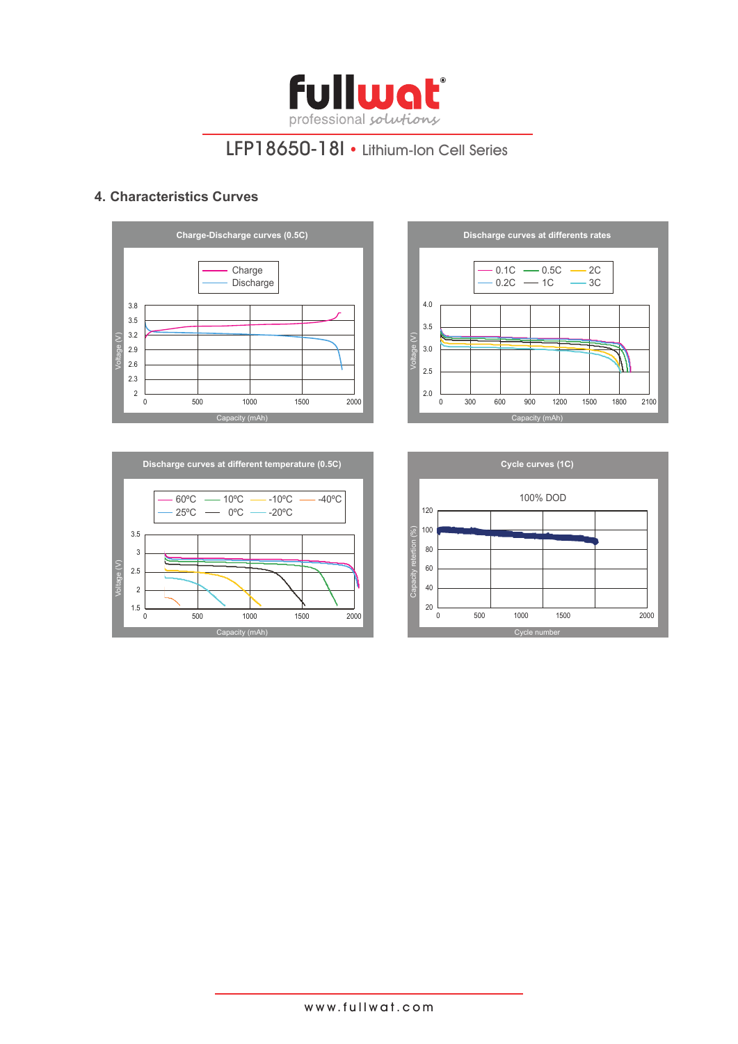# 4. Characteristics Curves

**Charge-Discharge curves (0.5C)**

Charge
Discharge

Voltage (V)

Capacity (mAh)

**Discharge curves at differents rates**

0.1C 0.5C 2C
0.2C 1C 3C

Voltage (V)

Capacity (mAh)

**Discharge curves at different temperature (0.5C)**

60ºC 10ºC -10ºC -40ºC
25ºC 0ºC -20ºC

Voltage (V)

Capacity (mAh)

**Cycle curves (1C)**

100% DOD

Capacity retention (%)

Cycle number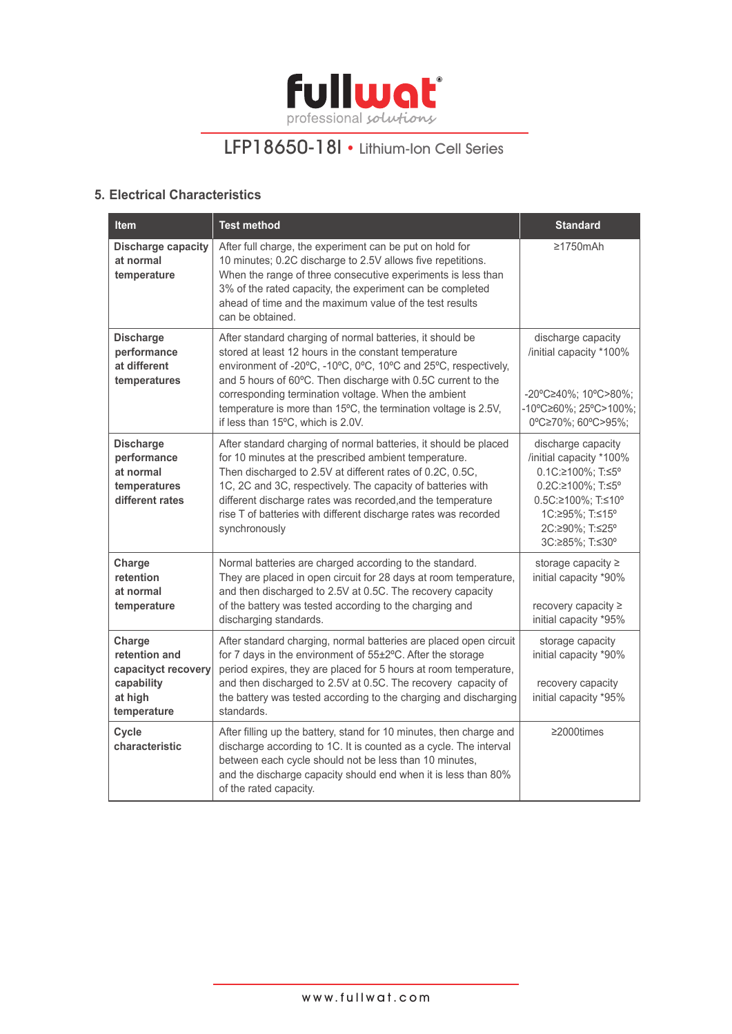## 5. Electrical Characteristics

| Item | Test method | Standard |
|---|---|---|
| **Discharge capacity at normal temperature** | After full charge, the experiment can be put on hold for 10 minutes; 0.2C discharge to 2.5V allows five repetitions. When the range of three consecutive experiments is less than 3% of the rated capacity, the experiment can be completed ahead of time and the maximum value of the test results can be obtained. | ≥1750mAh |
| **Discharge performance at different temperatures** | After standard charging of normal batteries, it should be stored at least 12 hours in the constant temperature environment of -20ºC, -10ºC, 0ºC, 10ºC and 25ºC, respectively, and 5 hours of 60ºC. Then discharge with 0.5C current to the corresponding termination voltage. When the ambient temperature is more than 15ºC, the termination voltage is 2.5V, if less than 15ºC, which is 2.0V. | discharge capacity /initial capacity *100%<br><br>-20ºC≥40%; 10ºC>80%; -10ºC≥60%; 25ºC>100%; 0ºC≥70%; 60ºC>95%; |
| **Discharge performance at normal temperatures different rates** | After standard charging of normal batteries, it should be placed for 10 minutes at the prescribed ambient temperature. Then discharged to 2.5V at different rates of 0.2C, 0.5C, 1C, 2C and 3C, respectively. The capacity of batteries with different discharge rates was recorded,and the temperature rise T of batteries with different discharge rates was recorded synchronously | discharge capacity /initial capacity *100%<br>0.1C:≥100%; T:≤5º<br>0.2C:≥100%; T:≤5º<br>0.5C:≥100%; T:≤10º<br>1C:≥95%; T:≤15º<br>2C:≥90%; T:≤25º<br>3C:≥85%; T:≤30º |
| **Charge retention at normal temperature** | Normal batteries are charged according to the standard. They are placed in open circuit for 28 days at room temperature, and then discharged to 2.5V at 0.5C. The recovery capacity of the battery was tested according to the charging and discharging standards. | storage capacity ≥ initial capacity *90%<br><br>recovery capacity ≥ initial capacity *95% |
| **Charge retention and capacityct recovery capability at high temperature** | After standard charging, normal batteries are placed open circuit for 7 days in the environment of 55±2ºC. After the storage period expires, they are placed for 5 hours at room temperature, and then discharged to 2.5V at 0.5C. The recovery capacity of the battery was tested according to the charging and discharging standards. | storage capacity initial capacity *90%<br><br>recovery capacity initial capacity *95% |
| **Cycle characteristic** | After filling up the battery, stand for 10 minutes, then charge and discharge according to 1C. It is counted as a cycle. The interval between each cycle should not be less than 10 minutes, and the discharge capacity should end when it is less than 80% of the rated capacity. | ≥2000times |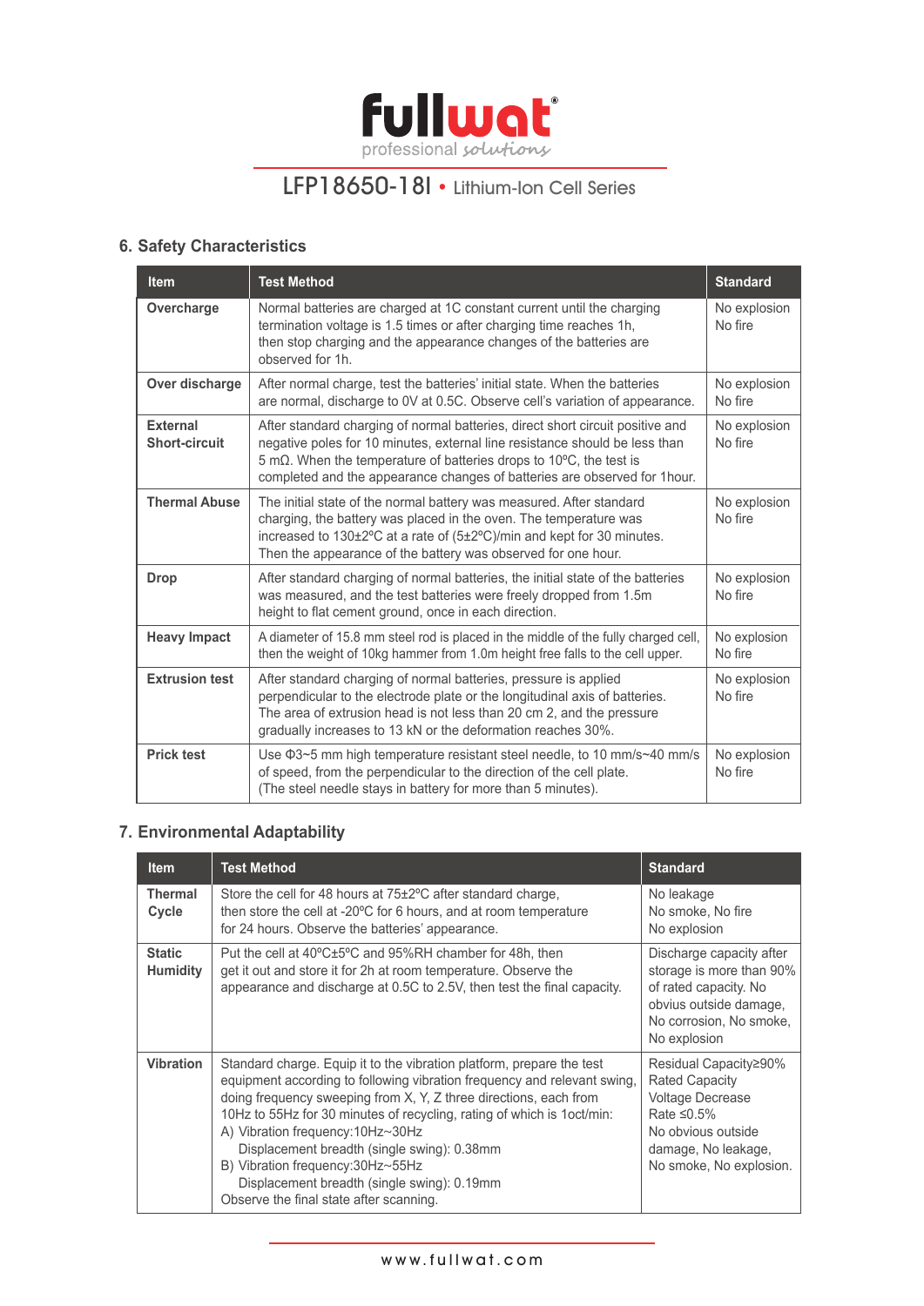## 6. Safety Characteristics

| Item | Test Method | Standard |
|---|---|---|
| **Overcharge** | Normal batteries are charged at 1C constant current until the charging termination voltage is 1.5 times or after charging time reaches 1h, then stop charging and the appearance changes of the batteries are observed for 1h. | No explosion<br>No fire |
| **Over discharge** | After normal charge, test the batteries' initial state. When the batteries are normal, discharge to 0V at 0.5C. Observe cell's variation of appearance. | No explosion<br>No fire |
| **External Short-circuit** | After standard charging of normal batteries, direct short circuit positive and negative poles for 10 minutes, external line resistance should be less than 5 mΩ. When the temperature of batteries drops to 10ºC, the test is completed and the appearance changes of batteries are observed for 1hour. | No explosion<br>No fire |
| **Thermal Abuse** | The initial state of the normal battery was measured. After standard charging, the battery was placed in the oven. The temperature was increased to 130±2ºC at a rate of (5±2ºC)/min and kept for 30 minutes. Then the appearance of the battery was observed for one hour. | No explosion<br>No fire |
| **Drop** | After standard charging of normal batteries, the initial state of the batteries was measured, and the test batteries were freely dropped from 1.5m height to flat cement ground, once in each direction. | No explosion<br>No fire |
| **Heavy Impact** | A diameter of 15.8 mm steel rod is placed in the middle of the fully charged cell, then the weight of 10kg hammer from 1.0m height free falls to the cell upper. | No explosion<br>No fire |
| **Extrusion test** | After standard charging of normal batteries, pressure is applied perpendicular to the electrode plate or the longitudinal axis of batteries. The area of extrusion head is not less than 20 cm 2, and the pressure gradually increases to 13 kN or the deformation reaches 30%. | No explosion<br>No fire |
| **Prick test** | Use Φ3~5 mm high temperature resistant steel needle, to 10 mm/s~40 mm/s of speed, from the perpendicular to the direction of the cell plate. (The steel needle stays in battery for more than 5 minutes). | No explosion<br>No fire |

## 7. Environmental Adaptability

| Item | Test Method | Standard |
|---|---|---|
| **Thermal Cycle** | Store the cell for 48 hours at 75±2ºC after standard charge, then store the cell at -20ºC for 6 hours, and at room temperature for 24 hours. Observe the batteries' appearance. | No leakage<br>No smoke, No fire<br>No explosion |
| **Static Humidity** | Put the cell at 40ºC±5ºC and 95%RH chamber for 48h, then get it out and store it for 2h at room temperature. Observe the appearance and discharge at 0.5C to 2.5V, then test the final capacity. | Discharge capacity after storage is more than 90% of rated capacity. No obvius outside damage, No corrosion, No smoke, No explosion |
| **Vibration** | Standard charge. Equip it to the vibration platform, prepare the test equipment according to following vibration frequency and relevant swing, doing frequency sweeping from X, Y, Z three directions, each from 10Hz to 55Hz for 30 minutes of recycling, rating of which is 1oct/min:<br>A) Vibration frequency:10Hz~30Hz<br>Displacement breadth (single swing): 0.38mm<br>B) Vibration frequency:30Hz~55Hz<br>Displacement breadth (single swing): 0.19mm<br>Observe the final state after scanning. | Residual Capacity≥90% Rated Capacity<br>Voltage Decrease Rate ≤0.5%<br>No obvious outside damage, No leakage, No smoke, No explosion. |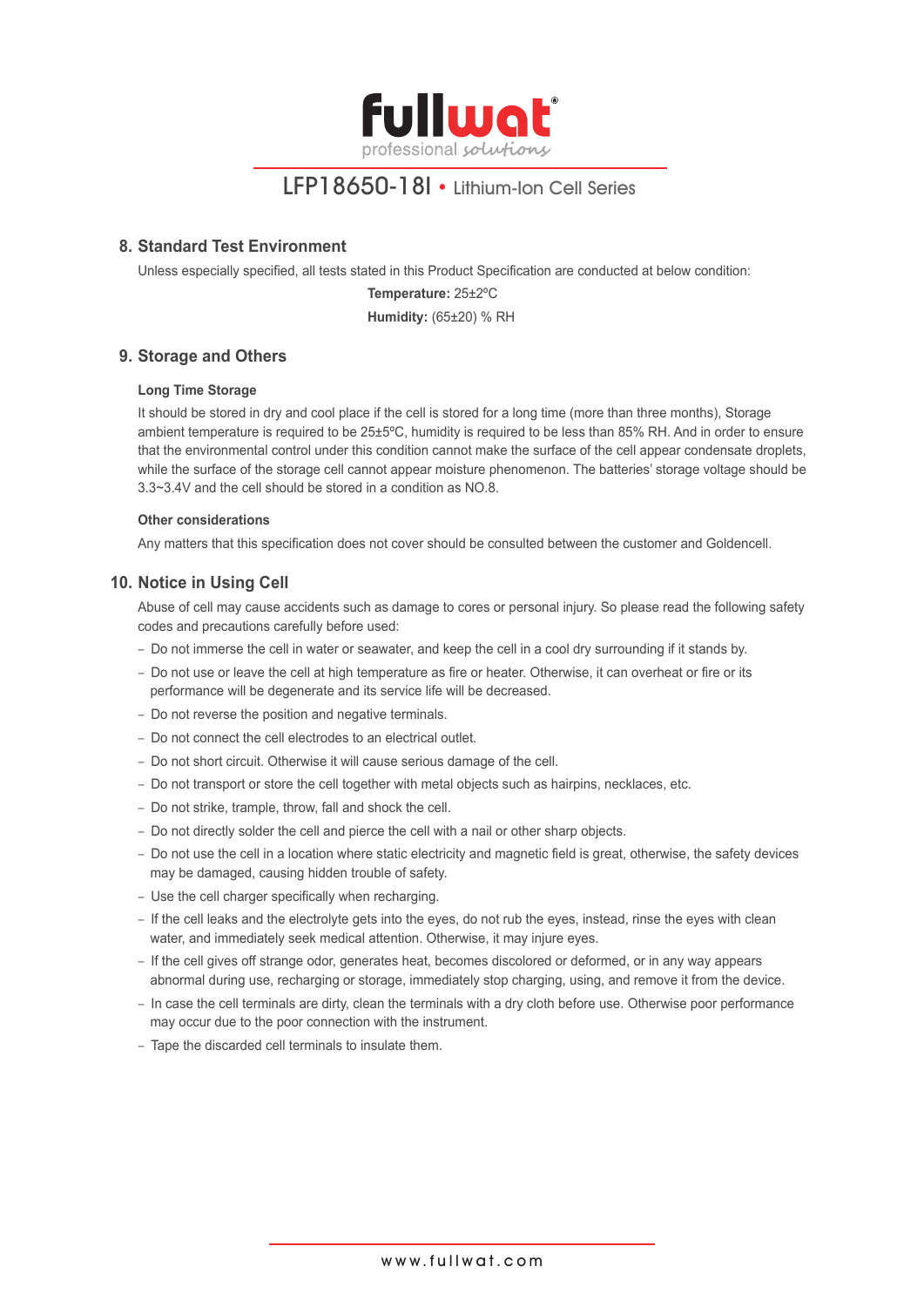## 8. Standard Test Environment

Unless especially specified, all tests stated in this Product Specification are conducted at below condition:

**Temperature:** 25±2ºC

**Humidity:** (65±20) % RH

## 9. Storage and Others

### Long Time Storage

It should be stored in dry and cool place if the cell is stored for a long time (more than three months), Storage ambient temperature is required to be 25±5ºC, humidity is required to be less than 85% RH. And in order to ensure that the environmental control under this condition cannot make the surface of the cell appear condensate droplets, while the surface of the storage cell cannot appear moisture phenomenon. The batteries' storage voltage should be 3.3~3.4V and the cell should be stored in a condition as NO.8.

### Other considerations

Any matters that this specification does not cover should be consulted between the customer and Goldencell.

## 10. Notice in Using Cell

Abuse of cell may cause accidents such as damage to cores or personal injury. So please read the following safety codes and precautions carefully before used:

- Do not immerse the cell in water or seawater, and keep the cell in a cool dry surrounding if it stands by.
- Do not use or leave the cell at high temperature as fire or heater. Otherwise, it can overheat or fire or its performance will be degenerate and its service life will be decreased.
- Do not reverse the position and negative terminals.
- Do not connect the cell electrodes to an electrical outlet.
- Do not short circuit. Otherwise it will cause serious damage of the cell.
- Do not transport or store the cell together with metal objects such as hairpins, necklaces, etc.
- Do not strike, trample, throw, fall and shock the cell.
- Do not directly solder the cell and pierce the cell with a nail or other sharp objects.
- Do not use the cell in a location where static electricity and magnetic field is great, otherwise, the safety devices may be damaged, causing hidden trouble of safety.
- Use the cell charger specifically when recharging.
- If the cell leaks and the electrolyte gets into the eyes, do not rub the eyes, instead, rinse the eyes with clean water, and immediately seek medical attention. Otherwise, it may injure eyes.
- If the cell gives off strange odor, generates heat, becomes discolored or deformed, or in any way appears abnormal during use, recharging or storage, immediately stop charging, using, and remove it from the device.
- In case the cell terminals are dirty, clean the terminals with a dry cloth before use. Otherwise poor performance may occur due to the poor connection with the instrument.
- Tape the discarded cell terminals to insulate them.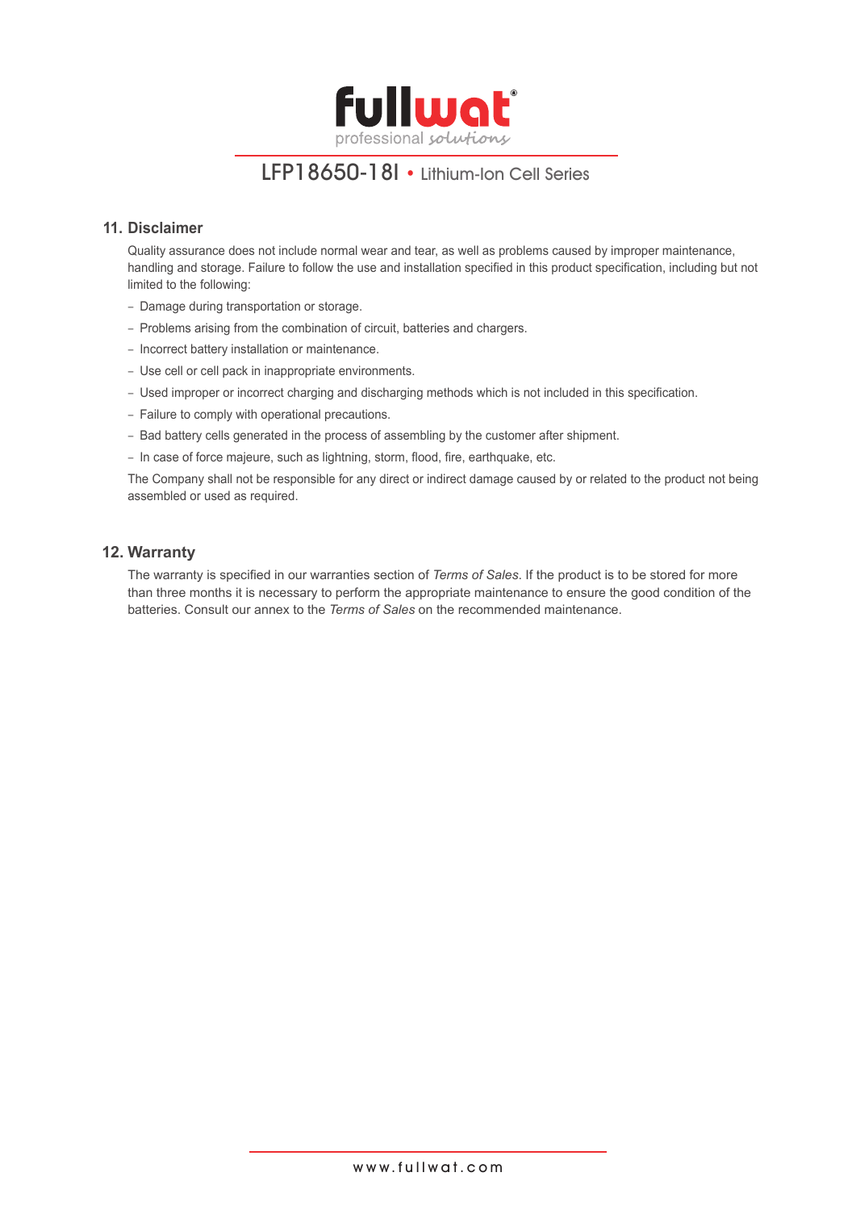## 11. Disclaimer

Quality assurance does not include normal wear and tear, as well as problems caused by improper maintenance, handling and storage. Failure to follow the use and installation specified in this product specification, including but not limited to the following:

- Damage during transportation or storage.
- Problems arising from the combination of circuit, batteries and chargers.
- Incorrect battery installation or maintenance.
- Use cell or cell pack in inappropriate environments.
- Used improper or incorrect charging and discharging methods which is not included in this specification.
- Failure to comply with operational precautions.
- Bad battery cells generated in the process of assembling by the customer after shipment.
- In case of force majeure, such as lightning, storm, flood, fire, earthquake, etc.

The Company shall not be responsible for any direct or indirect damage caused by or related to the product not being assembled or used as required.

## 12. Warranty

The warranty is specified in our warranties section of *Terms of Sales*. If the product is to be stored for more than three months it is necessary to perform the appropriate maintenance to ensure the good condition of the batteries. Consult our annex to the *Terms of Sales* on the recommended maintenance.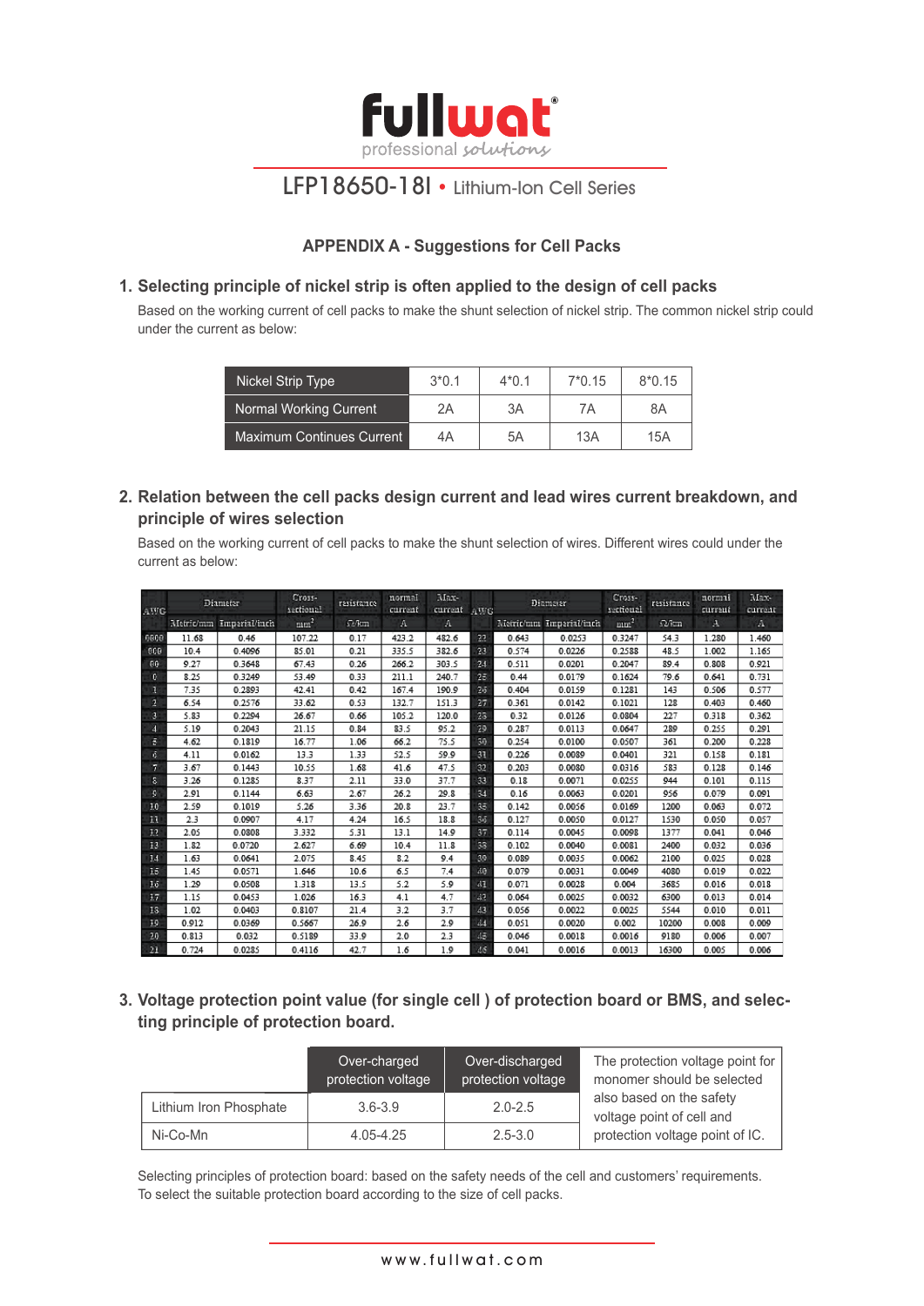LFP18650-18I • Lithium-Ion Cell Series

## APPENDIX A - Suggestions for Cell Packs

### 1. Selecting principle of nickel strip is often applied to the design of cell packs

Based on the working current of cell packs to make the shunt selection of nickel strip. The common nickel strip could under the current as below:

| Nickel Strip Type | 3*0.1 | 4*0.1 | 7*0.15 | 8*0.15 |
|---|---|---|---|---|
| Normal Working Current | 2A | 3A | 7A | 8A |
| Maximum Continues Current | 4A | 5A | 13A | 15A |

### 2. Relation between the cell packs design current and lead wires current breakdown, and principle of wires selection

Based on the working current of cell packs to make the shunt selection of wires. Different wires could under the current as below:

| AWG | Diameter | | Cross-sectional | resistance | normal current | Max-current | AWG | Diameter | | Cross-sectional | resistance | normal current | Max-current |
|---|---|---|---|---|---|---|---|---|---|---|---|---|---|
| | Metric/mm | Imperial/inch | $mm^2$ | Ω/km | A | A | | Metric/mm | Imperial/inch | $mm^2$ | Ω/km | A | A |
| 0000 | 11.68 | 0.46 | 107.22 | 0.17 | 423.2 | 482.6 | 22 | 0.643 | 0.0253 | 0.3247 | 54.3 | 1.280 | 1.460 |
| 000 | 10.4 | 0.4096 | 85.01 | 0.21 | 335.5 | 382.6 | 23 | 0.574 | 0.0226 | 0.2588 | 48.5 | 1.002 | 1.165 |
| 00 | 9.27 | 0.3648 | 67.43 | 0.26 | 266.2 | 303.5 | 24 | 0.511 | 0.0201 | 0.2047 | 89.4 | 0.808 | 0.921 |
| 0 | 8.25 | 0.3249 | 53.49 | 0.33 | 211.1 | 240.7 | 25 | 0.44 | 0.0179 | 0.1624 | 79.6 | 0.641 | 0.731 |
| 1 | 7.35 | 0.2893 | 42.41 | 0.42 | 167.4 | 190.9 | 26 | 0.404 | 0.0159 | 0.1281 | 143 | 0.506 | 0.577 |
| 2 | 6.54 | 0.2576 | 33.62 | 0.53 | 132.7 | 151.3 | 27 | 0.361 | 0.0142 | 0.1021 | 128 | 0.403 | 0.460 |
| 3 | 5.83 | 0.2294 | 26.67 | 0.66 | 105.2 | 120.0 | 28 | 0.32 | 0.0126 | 0.0804 | 227 | 0.318 | 0.362 |
| 4 | 5.19 | 0.2043 | 21.15 | 0.84 | 83.5 | 95.2 | 29 | 0.287 | 0.0113 | 0.0647 | 289 | 0.255 | 0.291 |
| 5 | 4.62 | 0.1819 | 16.77 | 1.06 | 66.2 | 75.5 | 30 | 0.254 | 0.0100 | 0.0507 | 361 | 0.200 | 0.228 |
| 6 | 4.11 | 0.0162 | 13.3 | 1.33 | 52.5 | 59.9 | 31 | 0.226 | 0.0089 | 0.0401 | 321 | 0.158 | 0.181 |
| 7 | 3.67 | 0.1443 | 10.55 | 1.68 | 41.6 | 47.5 | 32 | 0.203 | 0.0080 | 0.0316 | 583 | 0.128 | 0.146 |
| 8 | 3.26 | 0.1285 | 8.37 | 2.11 | 33.0 | 37.7 | 33 | 0.18 | 0.0071 | 0.0255 | 944 | 0.101 | 0.115 |
| 9 | 2.91 | 0.1144 | 6.63 | 2.67 | 26.2 | 29.8 | 34 | 0.16 | 0.0063 | 0.0201 | 956 | 0.079 | 0.091 |
| 10 | 2.59 | 0.1019 | 5.26 | 3.36 | 20.8 | 23.7 | 35 | 0.142 | 0.0056 | 0.0169 | 1200 | 0.063 | 0.072 |
| 11 | 2.3 | 0.0907 | 4.17 | 4.24 | 16.5 | 18.8 | 36 | 0.127 | 0.0050 | 0.0127 | 1530 | 0.050 | 0.057 |
| 12 | 2.05 | 0.0808 | 3.332 | 5.31 | 13.1 | 14.9 | 37 | 0.114 | 0.0045 | 0.0098 | 1377 | 0.041 | 0.046 |
| 13 | 1.82 | 0.0720 | 2.627 | 6.69 | 10.4 | 11.8 | 38 | 0.102 | 0.0040 | 0.0081 | 2400 | 0.032 | 0.036 |
| 14 | 1.63 | 0.0641 | 2.075 | 8.45 | 8.2 | 9.4 | 39 | 0.089 | 0.0035 | 0.0062 | 2100 | 0.025 | 0.028 |
| 15 | 1.45 | 0.0571 | 1.646 | 10.6 | 6.5 | 7.4 | 40 | 0.079 | 0.0031 | 0.0049 | 4080 | 0.019 | 0.022 |
| 16 | 1.29 | 0.0508 | 1.318 | 13.5 | 5.2 | 5.9 | 41 | 0.071 | 0.0028 | 0.004 | 3685 | 0.016 | 0.018 |
| 17 | 1.15 | 0.0453 | 1.026 | 16.3 | 4.1 | 4.7 | 42 | 0.064 | 0.0025 | 0.0032 | 6300 | 0.013 | 0.014 |
| 18 | 1.02 | 0.0403 | 0.8107 | 21.4 | 3.2 | 3.7 | 43 | 0.056 | 0.0022 | 0.0025 | 5544 | 0.010 | 0.011 |
| 19 | 0.912 | 0.0369 | 0.5667 | 26.9 | 2.6 | 2.9 | 44 | 0.051 | 0.0020 | 0.002 | 10200 | 0.008 | 0.009 |
| 20 | 0.813 | 0.032 | 0.5189 | 33.9 | 2.0 | 2.3 | 45 | 0.046 | 0.0018 | 0.0016 | 9180 | 0.006 | 0.007 |
| 21 | 0.724 | 0.0285 | 0.4116 | 42.7 | 1.6 | 1.9 | 46 | 0.041 | 0.0016 | 0.0013 | 16300 | 0.005 | 0.006 |

### 3. Voltage protection point value (for single cell ) of protection board or BMS, and selecting principle of protection board.

| | Over-charged protection voltage | Over-discharged protection voltage | The protection voltage point for monomer should be selected also based on the safety voltage point of cell and protection voltage point of IC. |
|---|---|---|---|
| Lithium Iron Phosphate | 3.6-3.9 | 2.0-2.5 | |
| Ni-Co-Mn | 4.05-4.25 | 2.5-3.0 | |

Selecting principles of protection board: based on the safety needs of the cell and customers' requirements. To select the suitable protection board according to the size of cell packs.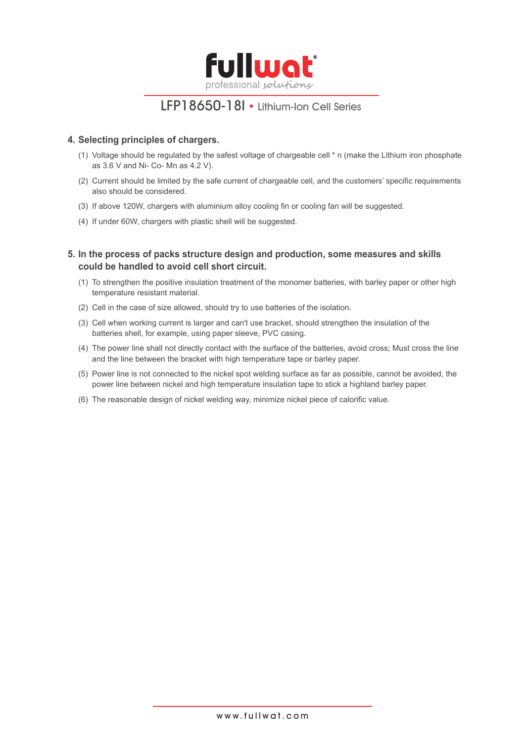## 4. Selecting principles of chargers.

(1) Voltage should be regulated by the safest voltage of chargeable cell * n (make the Lithium iron phosphate as 3.6 V and Ni- Co- Mn as 4.2 V).

(2) Current should be limited by the safe current of chargeable cell, and the customers' specific requirements also should be considered.

(3) If above 120W, chargers with aluminium alloy cooling fin or cooling fan will be suggested.

(4) If under 60W, chargers with plastic shell will be suggested.

## 5. In the process of packs structure design and production, some measures and skills could be handled to avoid cell short circuit.

(1) To strengthen the positive insulation treatment of the monomer batteries, with barley paper or other high temperature resistant material.

(2) Cell in the case of size allowed, should try to use batteries of the isolation.

(3) Cell when working current is larger and can't use bracket, should strengthen the insulation of the batteries shell, for example, using paper sleeve, PVC casing.

(4) The power line shall not directly contact with the surface of the batteries, avoid cross; Must cross the line and the line between the bracket with high temperature tape or barley paper.

(5) Power line is not connected to the nickel spot welding surface as far as possible, cannot be avoided, the power line between nickel and high temperature insulation tape to stick a highland barley paper.

(6) The reasonable design of nickel welding way, minimize nickel piece of calorific value.